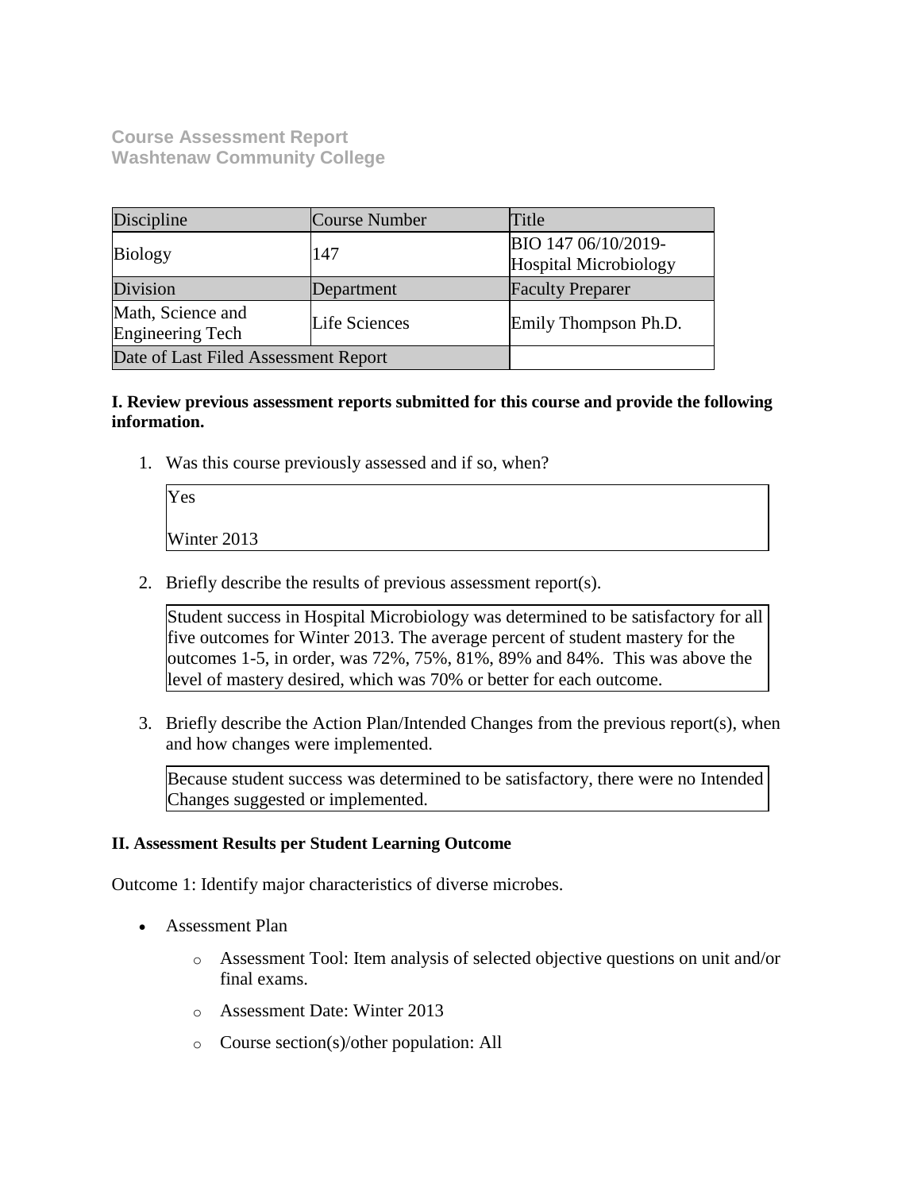**Course Assessment Report**
**Washtenaw Community College**

| Discipline | Course Number | Title |
|---|---|---|
| Biology | 147 | BIO 147 06/10/2019- Hospital Microbiology |
| Division | Department | Faculty Preparer |
| Math, Science and Engineering Tech | Life Sciences | Emily Thompson Ph.D. |
| Date of Last Filed Assessment Report | | |

**I. Review previous assessment reports submitted for this course and provide the following information.**

1. Was this course previously assessed and if so, when?

   Yes

   Winter 2013

2. Briefly describe the results of previous assessment report(s).

   Student success in Hospital Microbiology was determined to be satisfactory for all five outcomes for Winter 2013. The average percent of student mastery for the outcomes 1-5, in order, was 72%, 75%, 81%, 89% and 84%. This was above the level of mastery desired, which was 70% or better for each outcome.

3. Briefly describe the Action Plan/Intended Changes from the previous report(s), when and how changes were implemented.

   Because student success was determined to be satisfactory, there were no Intended Changes suggested or implemented.

**II. Assessment Results per Student Learning Outcome**

Outcome 1: Identify major characteristics of diverse microbes.

- Assessment Plan
  - Assessment Tool: Item analysis of selected objective questions on unit and/or final exams.
  - Assessment Date: Winter 2013
  - Course section(s)/other population: All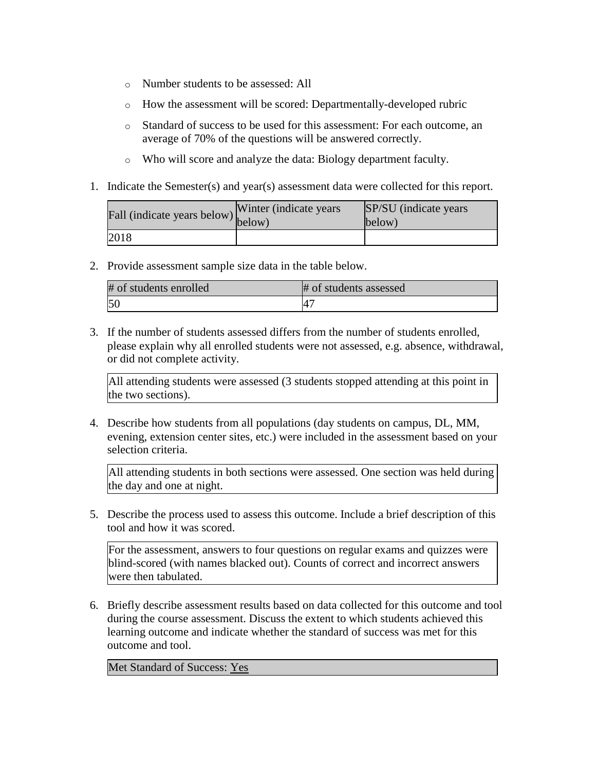- Number students to be assessed: All
- How the assessment will be scored: Departmentally-developed rubric
- Standard of success to be used for this assessment: For each outcome, an average of 70% of the questions will be answered correctly.
- Who will score and analyze the data: Biology department faculty.

1. Indicate the Semester(s) and year(s) assessment data were collected for this report.

| Fall (indicate years below) | Winter (indicate years below) | SP/SU (indicate years below) |
|---|---|---|
| 2018 | | |

2. Provide assessment sample size data in the table below.

| # of students enrolled | # of students assessed |
|---|---|
| 50 | 47 |

3. If the number of students assessed differs from the number of students enrolled, please explain why all enrolled students were not assessed, e.g. absence, withdrawal, or did not complete activity.

All attending students were assessed (3 students stopped attending at this point in the two sections).

4. Describe how students from all populations (day students on campus, DL, MM, evening, extension center sites, etc.) were included in the assessment based on your selection criteria.

All attending students in both sections were assessed. One section was held during the day and one at night.

5. Describe the process used to assess this outcome. Include a brief description of this tool and how it was scored.

For the assessment, answers to four questions on regular exams and quizzes were blind-scored (with names blacked out). Counts of correct and incorrect answers were then tabulated.

6. Briefly describe assessment results based on data collected for this outcome and tool during the course assessment. Discuss the extent to which students achieved this learning outcome and indicate whether the standard of success was met for this outcome and tool.

Met Standard of Success: Yes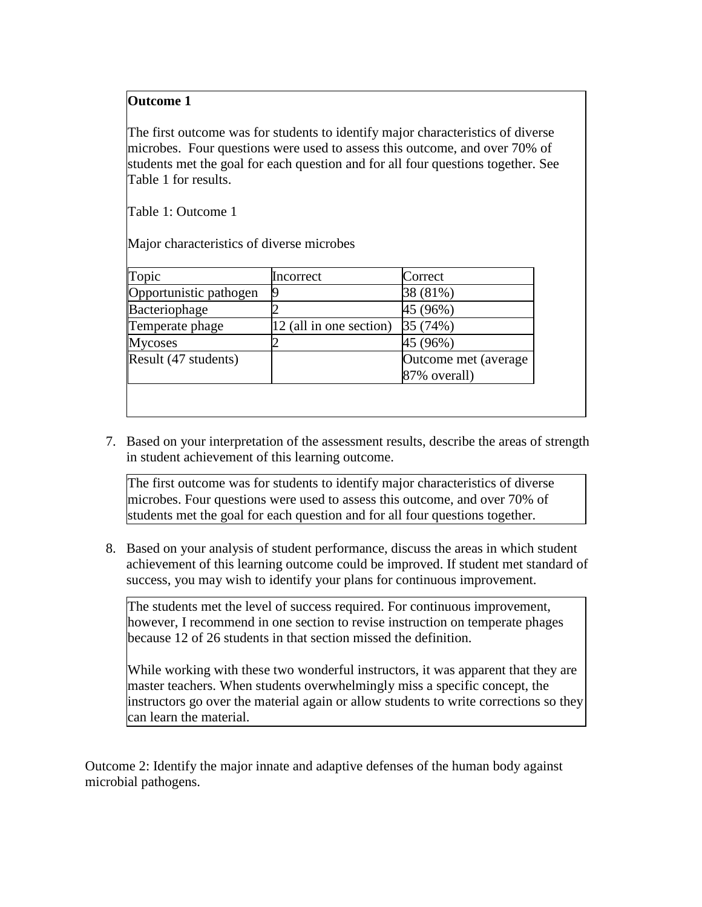**Outcome 1**

The first outcome was for students to identify major characteristics of diverse microbes. Four questions were used to assess this outcome, and over 70% of students met the goal for each question and for all four questions together. See Table 1 for results.

Table 1: Outcome 1

Major characteristics of diverse microbes

| Topic | Incorrect | Correct |
| --- | --- | --- |
| Opportunistic pathogen | 9 | 38 (81%) |
| Bacteriophage | 2 | 45 (96%) |
| Temperate phage | 12 (all in one section) | 35 (74%) |
| Mycoses | 2 | 45 (96%) |
| Result (47 students) | | Outcome met (average 87% overall) |

7. Based on your interpretation of the assessment results, describe the areas of strength in student achievement of this learning outcome.

The first outcome was for students to identify major characteristics of diverse microbes. Four questions were used to assess this outcome, and over 70% of students met the goal for each question and for all four questions together.

8. Based on your analysis of student performance, discuss the areas in which student achievement of this learning outcome could be improved. If student met standard of success, you may wish to identify your plans for continuous improvement.

The students met the level of success required. For continuous improvement, however, I recommend in one section to revise instruction on temperate phages because 12 of 26 students in that section missed the definition.

While working with these two wonderful instructors, it was apparent that they are master teachers. When students overwhelmingly miss a specific concept, the instructors go over the material again or allow students to write corrections so they can learn the material.

Outcome 2: Identify the major innate and adaptive defenses of the human body against microbial pathogens.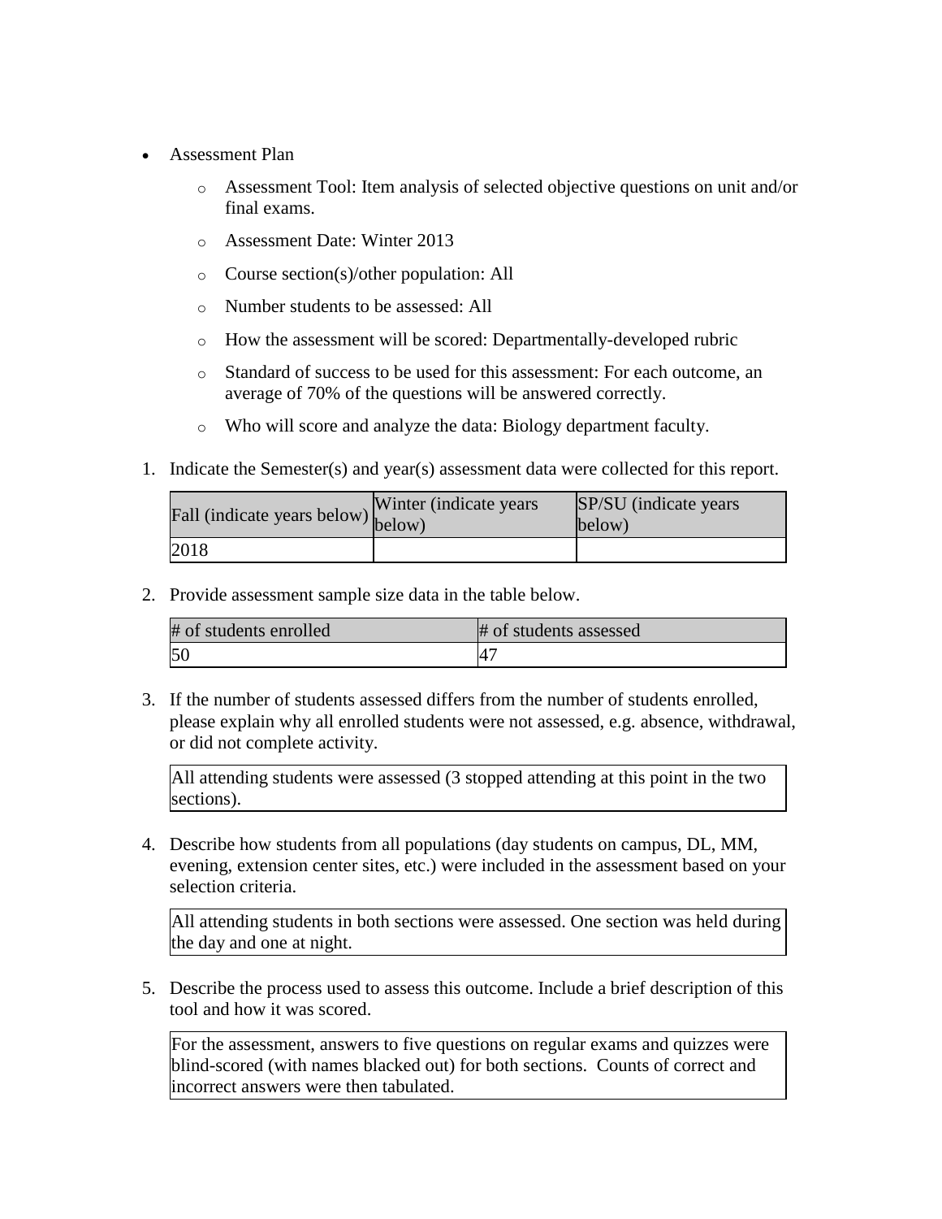- Assessment Plan
    - Assessment Tool: Item analysis of selected objective questions on unit and/or final exams.
    - Assessment Date: Winter 2013
    - Course section(s)/other population: All
    - Number students to be assessed: All
    - How the assessment will be scored: Departmentally-developed rubric
    - Standard of success to be used for this assessment: For each outcome, an average of 70% of the questions will be answered correctly.
    - Who will score and analyze the data: Biology department faculty.

1. Indicate the Semester(s) and year(s) assessment data were collected for this report.

| Fall (indicate years below) | Winter (indicate years below) | SP/SU (indicate years below) |
| --- | --- | --- |
| 2018 | | |

2. Provide assessment sample size data in the table below.

| # of students enrolled | # of students assessed |
| --- | --- |
| 50 | 47 |

3. If the number of students assessed differs from the number of students enrolled, please explain why all enrolled students were not assessed, e.g. absence, withdrawal, or did not complete activity.

All attending students were assessed (3 stopped attending at this point in the two sections).

4. Describe how students from all populations (day students on campus, DL, MM, evening, extension center sites, etc.) were included in the assessment based on your selection criteria.

All attending students in both sections were assessed. One section was held during the day and one at night.

5. Describe the process used to assess this outcome. Include a brief description of this tool and how it was scored.

For the assessment, answers to five questions on regular exams and quizzes were blind-scored (with names blacked out) for both sections. Counts of correct and incorrect answers were then tabulated.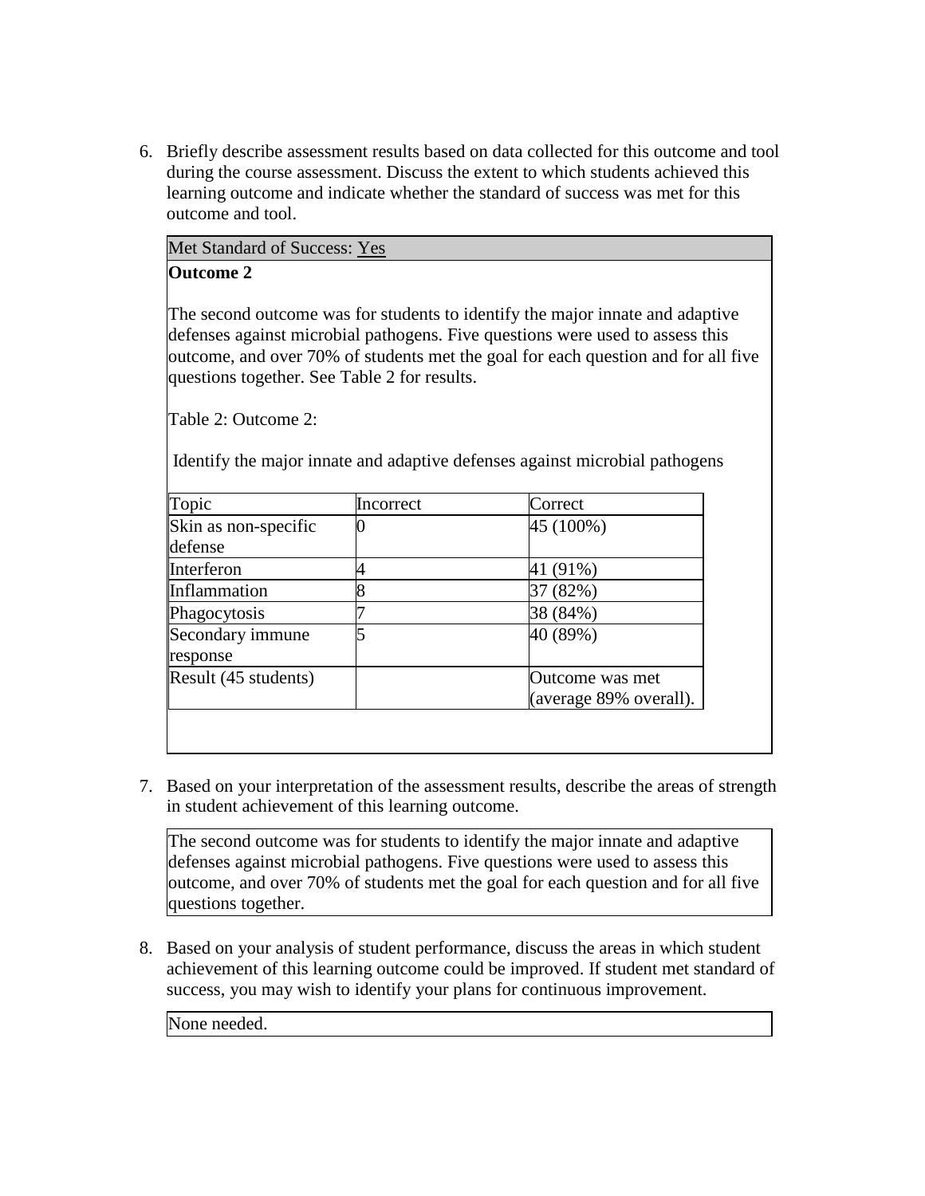6. Briefly describe assessment results based on data collected for this outcome and tool during the course assessment. Discuss the extent to which students achieved this learning outcome and indicate whether the standard of success was met for this outcome and tool.

Met Standard of Success: Yes

**Outcome 2**

The second outcome was for students to identify the major innate and adaptive defenses against microbial pathogens. Five questions were used to assess this outcome, and over 70% of students met the goal for each question and for all five questions together. See Table 2 for results.

Table 2: Outcome 2:

Identify the major innate and adaptive defenses against microbial pathogens

| Topic | Incorrect | Correct |
|---|---|---|
| Skin as non-specific defense | 0 | 45 (100%) |
| Interferon | 4 | 41 (91%) |
| Inflammation | 8 | 37 (82%) |
| Phagocytosis | 7 | 38 (84%) |
| Secondary immune response | 5 | 40 (89%) |
| Result (45 students) | | Outcome was met (average 89% overall). |

7. Based on your interpretation of the assessment results, describe the areas of strength in student achievement of this learning outcome.

The second outcome was for students to identify the major innate and adaptive defenses against microbial pathogens. Five questions were used to assess this outcome, and over 70% of students met the goal for each question and for all five questions together.

8. Based on your analysis of student performance, discuss the areas in which student achievement of this learning outcome could be improved. If student met standard of success, you may wish to identify your plans for continuous improvement.

None needed.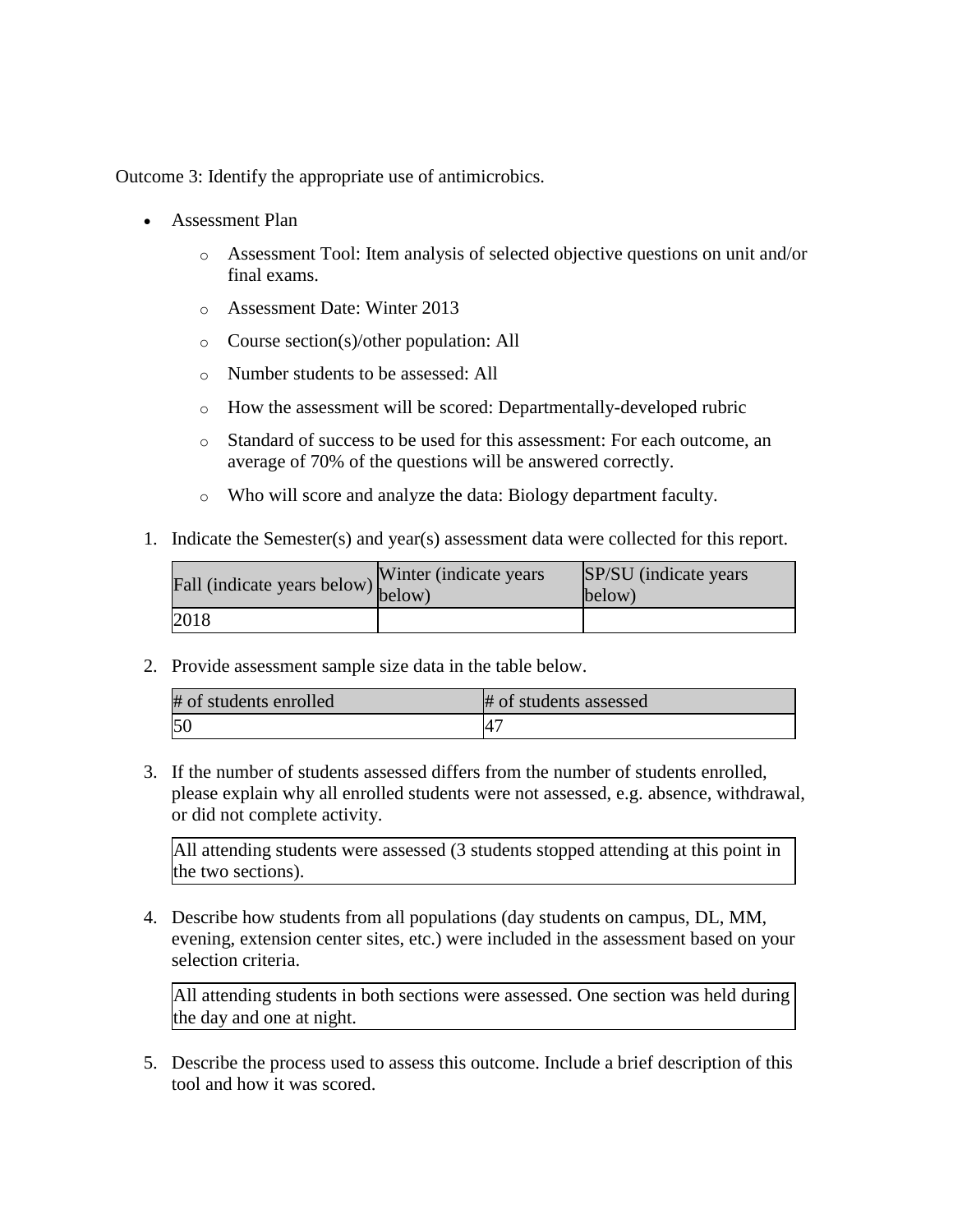Outcome 3: Identify the appropriate use of antimicrobics.

- Assessment Plan
  - Assessment Tool: Item analysis of selected objective questions on unit and/or final exams.
  - Assessment Date: Winter 2013
  - Course section(s)/other population: All
  - Number students to be assessed: All
  - How the assessment will be scored: Departmentally-developed rubric
  - Standard of success to be used for this assessment: For each outcome, an average of 70% of the questions will be answered correctly.
  - Who will score and analyze the data: Biology department faculty.

1. Indicate the Semester(s) and year(s) assessment data were collected for this report.

| Fall (indicate years below) | Winter (indicate years below) | SP/SU (indicate years below) |
| --- | --- | --- |
| 2018 | | |

2. Provide assessment sample size data in the table below.

| # of students enrolled | # of students assessed |
| --- | --- |
| 50 | 47 |

3. If the number of students assessed differs from the number of students enrolled, please explain why all enrolled students were not assessed, e.g. absence, withdrawal, or did not complete activity.

| All attending students were assessed (3 students stopped attending at this point in the two sections). |
| --- |

4. Describe how students from all populations (day students on campus, DL, MM, evening, extension center sites, etc.) were included in the assessment based on your selection criteria.

| All attending students in both sections were assessed. One section was held during the day and one at night. |
| --- |

5. Describe the process used to assess this outcome. Include a brief description of this tool and how it was scored.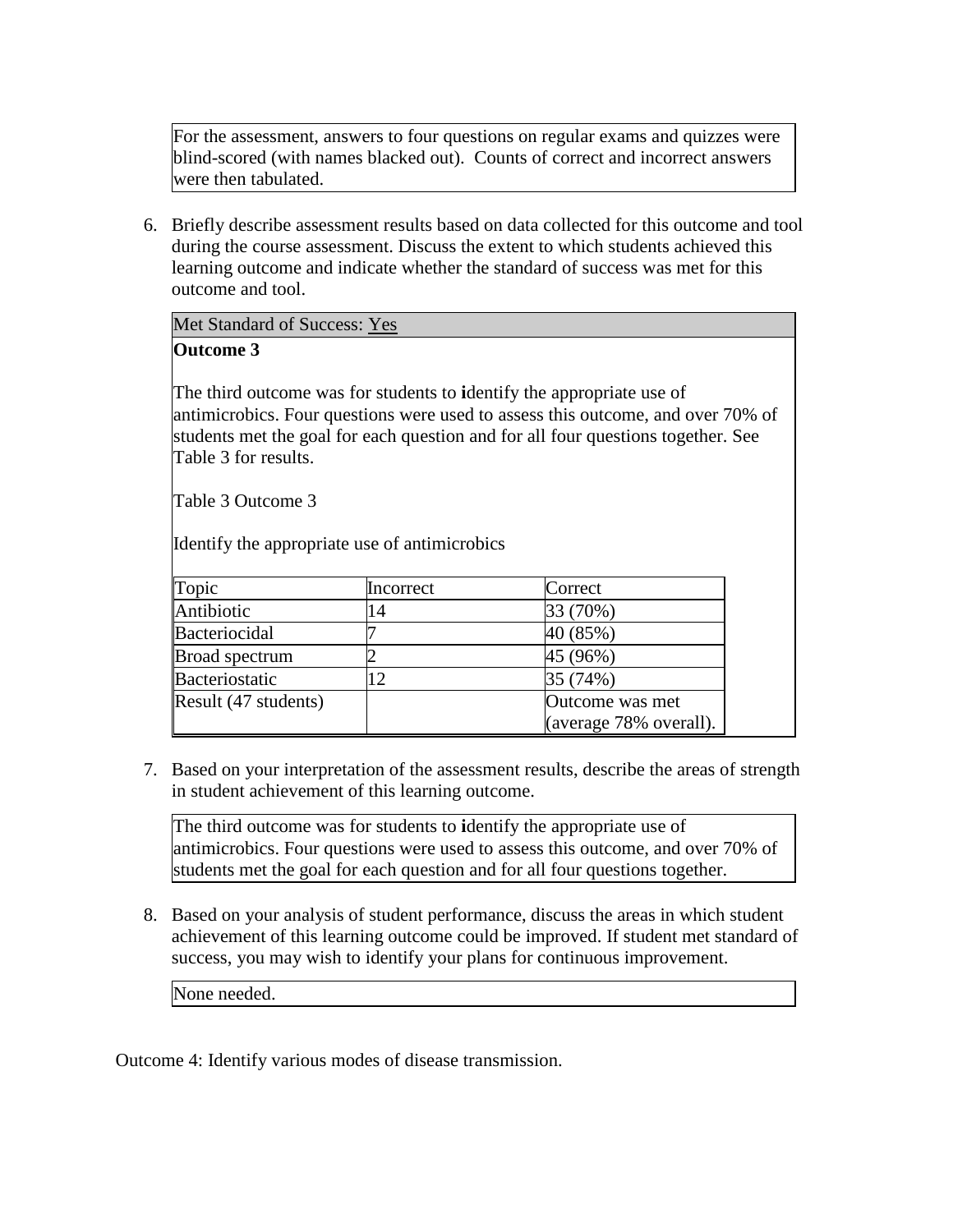For the assessment, answers to four questions on regular exams and quizzes were blind-scored (with names blacked out). Counts of correct and incorrect answers were then tabulated.

6. Briefly describe assessment results based on data collected for this outcome and tool during the course assessment. Discuss the extent to which students achieved this learning outcome and indicate whether the standard of success was met for this outcome and tool.

Met Standard of Success: Yes

**Outcome 3**

The third outcome was for students to **i**dentify the appropriate use of antimicrobics. Four questions were used to assess this outcome, and over 70% of students met the goal for each question and for all four questions together. See Table 3 for results.

Table 3 Outcome 3

Identify the appropriate use of antimicrobics

| Topic | Incorrect | Correct |
|---|---|---|
| Antibiotic | 14 | 33 (70%) |
| Bacteriocidal | 7 | 40 (85%) |
| Broad spectrum | 2 | 45 (96%) |
| Bacteriostatic | 12 | 35 (74%) |
| Result (47 students) | | Outcome was met (average 78% overall). |

7. Based on your interpretation of the assessment results, describe the areas of strength in student achievement of this learning outcome.

The third outcome was for students to **i**dentify the appropriate use of antimicrobics. Four questions were used to assess this outcome, and over 70% of students met the goal for each question and for all four questions together.

8. Based on your analysis of student performance, discuss the areas in which student achievement of this learning outcome could be improved. If student met standard of success, you may wish to identify your plans for continuous improvement.

None needed.

Outcome 4: Identify various modes of disease transmission.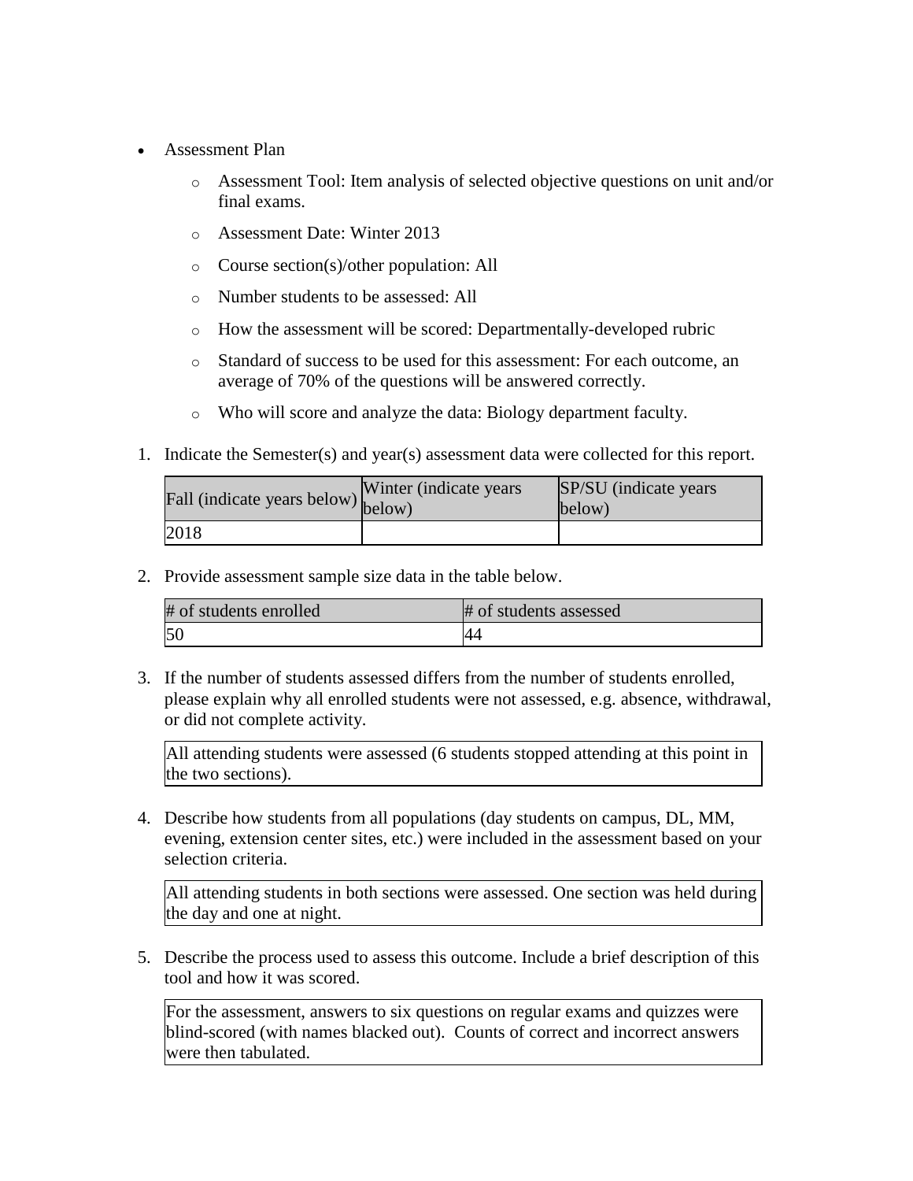- Assessment Plan
    - Assessment Tool: Item analysis of selected objective questions on unit and/or final exams.
    - Assessment Date: Winter 2013
    - Course section(s)/other population: All
    - Number students to be assessed: All
    - How the assessment will be scored: Departmentally-developed rubric
    - Standard of success to be used for this assessment: For each outcome, an average of 70% of the questions will be answered correctly.
    - Who will score and analyze the data: Biology department faculty.

1. Indicate the Semester(s) and year(s) assessment data were collected for this report.

| Fall (indicate years below) | Winter (indicate years below) | SP/SU (indicate years below) |
|---|---|---|
| 2018 | | |

2. Provide assessment sample size data in the table below.

| # of students enrolled | # of students assessed |
|---|---|
| 50 | 44 |

3. If the number of students assessed differs from the number of students enrolled, please explain why all enrolled students were not assessed, e.g. absence, withdrawal, or did not complete activity.

| All attending students were assessed (6 students stopped attending at this point in the two sections). |
|---|

4. Describe how students from all populations (day students on campus, DL, MM, evening, extension center sites, etc.) were included in the assessment based on your selection criteria.

| All attending students in both sections were assessed. One section was held during the day and one at night. |
|---|

5. Describe the process used to assess this outcome. Include a brief description of this tool and how it was scored.

| For the assessment, answers to six questions on regular exams and quizzes were blind-scored (with names blacked out). Counts of correct and incorrect answers were then tabulated. |
|---|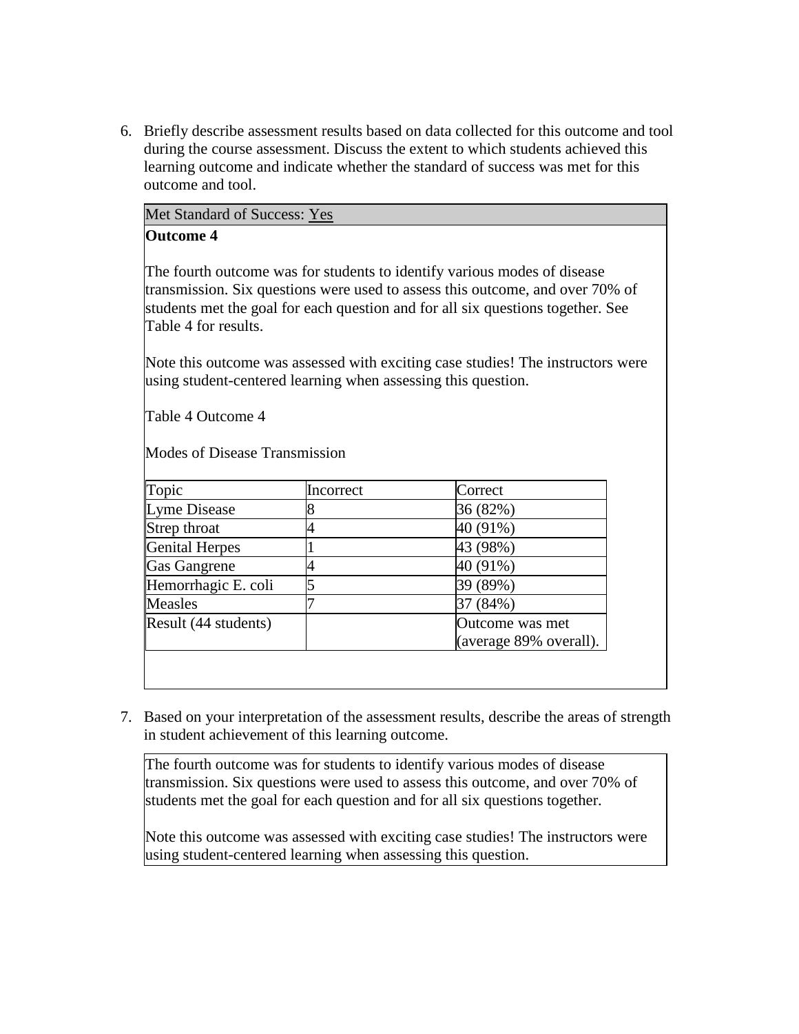6. Briefly describe assessment results based on data collected for this outcome and tool during the course assessment. Discuss the extent to which students achieved this learning outcome and indicate whether the standard of success was met for this outcome and tool.

Met Standard of Success: Yes

**Outcome 4**

The fourth outcome was for students to identify various modes of disease transmission. Six questions were used to assess this outcome, and over 70% of students met the goal for each question and for all six questions together. See Table 4 for results.

Note this outcome was assessed with exciting case studies! The instructors were using student-centered learning when assessing this question.

Table 4 Outcome 4

Modes of Disease Transmission

| Topic | Incorrect | Correct |
| --- | --- | --- |
| Lyme Disease | 8 | 36 (82%) |
| Strep throat | 4 | 40 (91%) |
| Genital Herpes | 1 | 43 (98%) |
| Gas Gangrene | 4 | 40 (91%) |
| Hemorrhagic E. coli | 5 | 39 (89%) |
| Measles | 7 | 37 (84%) |
| Result (44 students) | | Outcome was met (average 89% overall). |

7. Based on your interpretation of the assessment results, describe the areas of strength in student achievement of this learning outcome.

The fourth outcome was for students to identify various modes of disease transmission. Six questions were used to assess this outcome, and over 70% of students met the goal for each question and for all six questions together.

Note this outcome was assessed with exciting case studies! The instructors were using student-centered learning when assessing this question.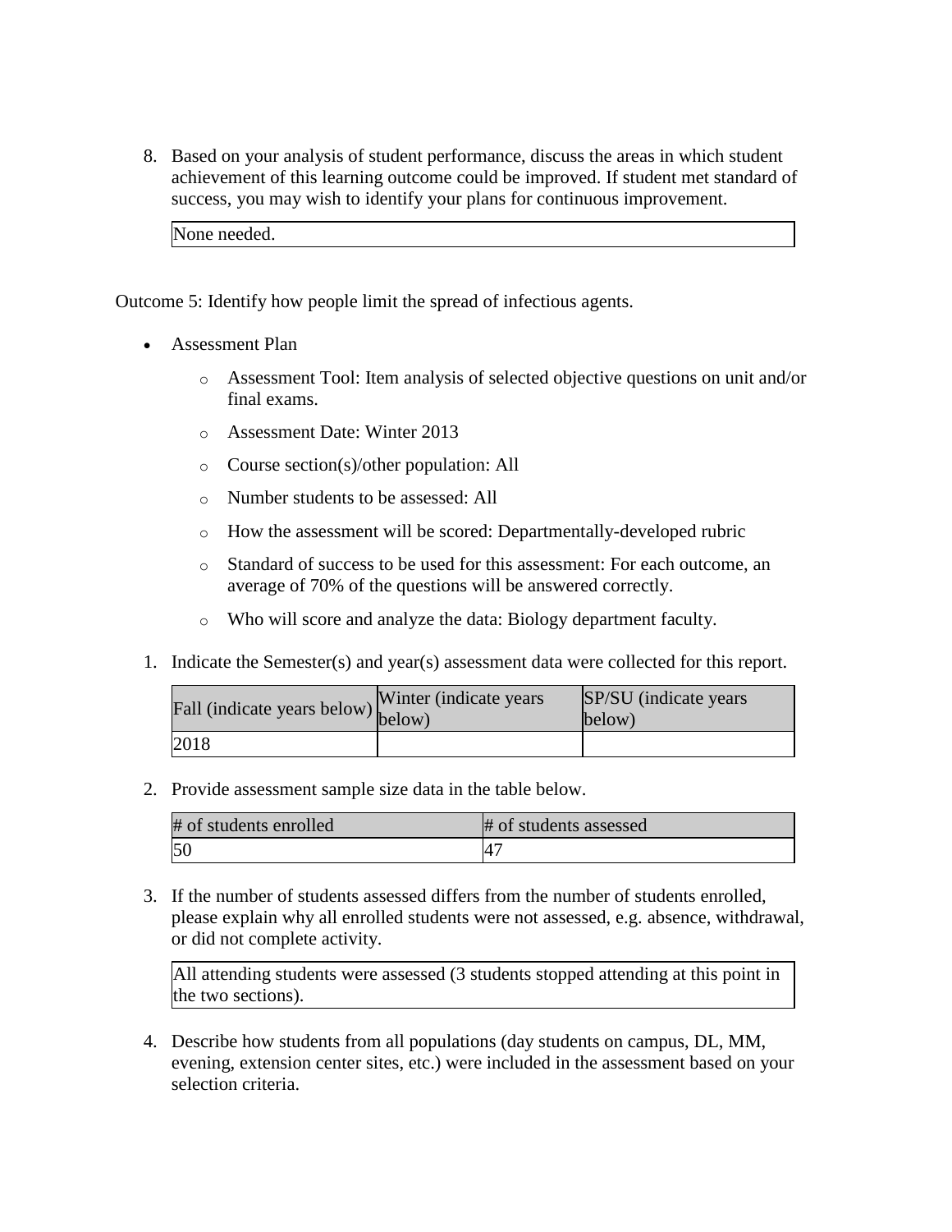8. Based on your analysis of student performance, discuss the areas in which student achievement of this learning outcome could be improved. If student met standard of success, you may wish to identify your plans for continuous improvement.

| None needed. |
|---|

Outcome 5: Identify how people limit the spread of infectious agents.

- Assessment Plan
  - Assessment Tool: Item analysis of selected objective questions on unit and/or final exams.
  - Assessment Date: Winter 2013
  - Course section(s)/other population: All
  - Number students to be assessed: All
  - How the assessment will be scored: Departmentally-developed rubric
  - Standard of success to be used for this assessment: For each outcome, an average of 70% of the questions will be answered correctly.
  - Who will score and analyze the data: Biology department faculty.

1. Indicate the Semester(s) and year(s) assessment data were collected for this report.

| Fall (indicate years below) | Winter (indicate years below) | SP/SU (indicate years below) |
|---|---|---|
| 2018 | | |

2. Provide assessment sample size data in the table below.

| # of students enrolled | # of students assessed |
|---|---|
| 50 | 47 |

3. If the number of students assessed differs from the number of students enrolled, please explain why all enrolled students were not assessed, e.g. absence, withdrawal, or did not complete activity.

| All attending students were assessed (3 students stopped attending at this point in the two sections). |
|---|

4. Describe how students from all populations (day students on campus, DL, MM, evening, extension center sites, etc.) were included in the assessment based on your selection criteria.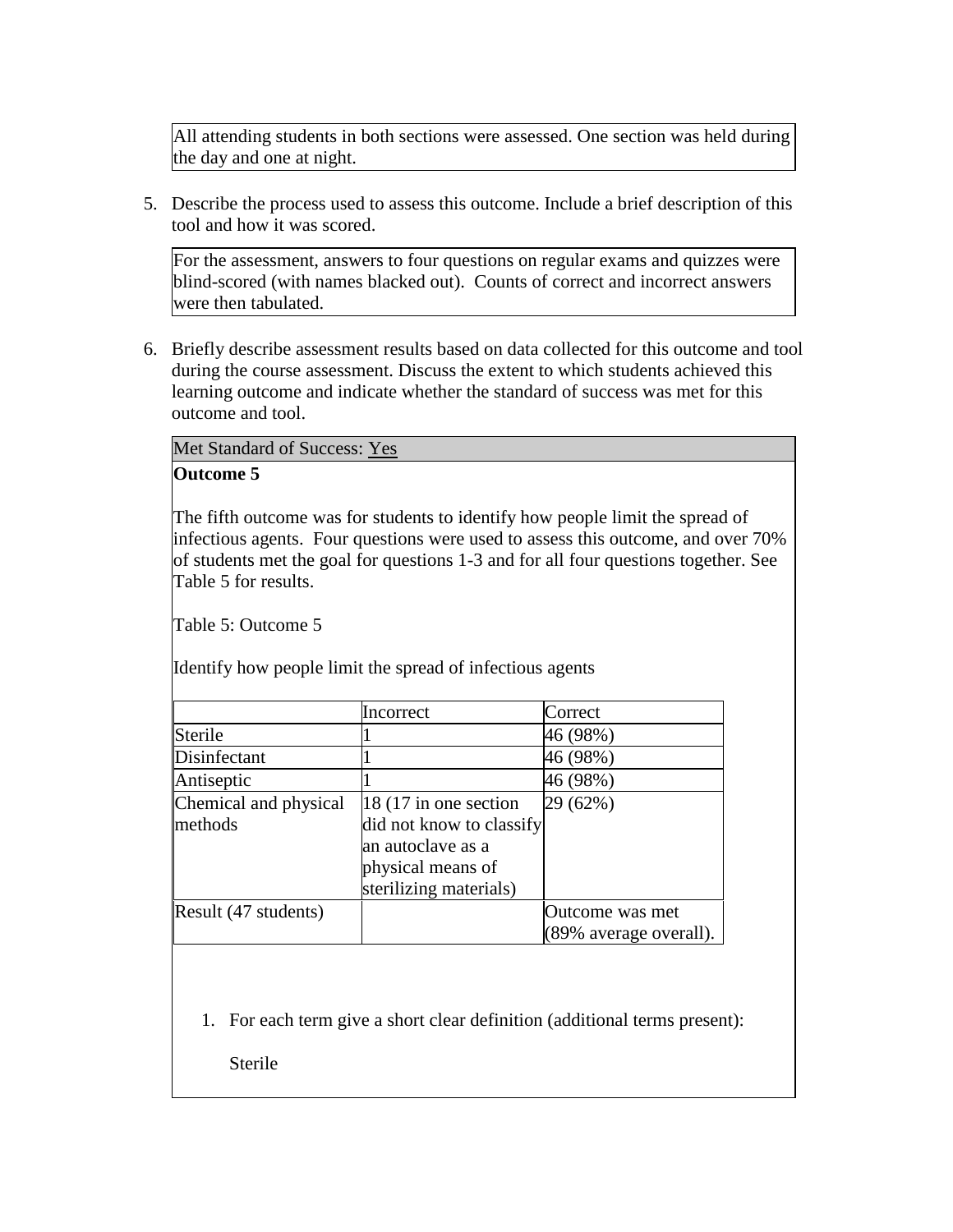All attending students in both sections were assessed. One section was held during the day and one at night.

5. Describe the process used to assess this outcome. Include a brief description of this tool and how it was scored.

For the assessment, answers to four questions on regular exams and quizzes were blind-scored (with names blacked out). Counts of correct and incorrect answers were then tabulated.

6. Briefly describe assessment results based on data collected for this outcome and tool during the course assessment. Discuss the extent to which students achieved this learning outcome and indicate whether the standard of success was met for this outcome and tool.

Met Standard of Success: Yes

**Outcome 5**

The fifth outcome was for students to identify how people limit the spread of infectious agents. Four questions were used to assess this outcome, and over 70% of students met the goal for questions 1-3 and for all four questions together. See Table 5 for results.

Table 5: Outcome 5

Identify how people limit the spread of infectious agents

| | Incorrect | Correct |
|---|---|---|
| Sterile | 1 | 46 (98%) |
| Disinfectant | 1 | 46 (98%) |
| Antiseptic | 1 | 46 (98%) |
| Chemical and physical methods | 18 (17 in one section did not know to classify an autoclave as a physical means of sterilizing materials) | 29 (62%) |
| Result (47 students) | | Outcome was met (89% average overall). |

1. For each term give a short clear definition (additional terms present):

   Sterile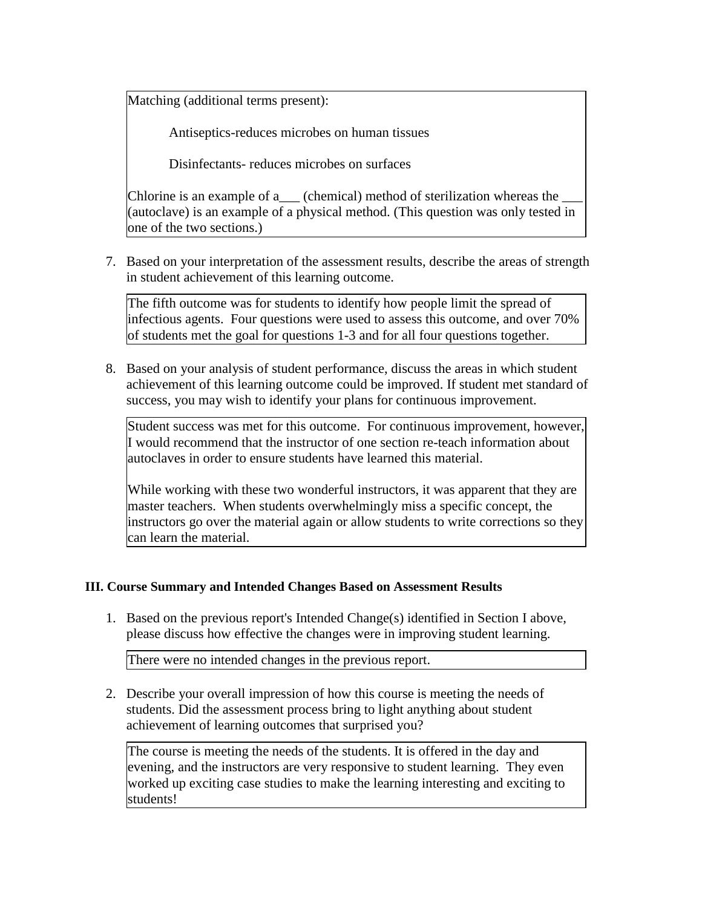Matching (additional terms present):

> Antiseptics-reduces microbes on human tissues
>
> Disinfectants- reduces microbes on surfaces

Chlorine is an example of a___ (chemical) method of sterilization whereas the ___ (autoclave) is an example of a physical method. (This question was only tested in one of the two sections.)

7. Based on your interpretation of the assessment results, describe the areas of strength in student achievement of this learning outcome.

The fifth outcome was for students to identify how people limit the spread of infectious agents. Four questions were used to assess this outcome, and over 70% of students met the goal for questions 1-3 and for all four questions together.

8. Based on your analysis of student performance, discuss the areas in which student achievement of this learning outcome could be improved. If student met standard of success, you may wish to identify your plans for continuous improvement.

Student success was met for this outcome. For continuous improvement, however, I would recommend that the instructor of one section re-teach information about autoclaves in order to ensure students have learned this material.

While working with these two wonderful instructors, it was apparent that they are master teachers. When students overwhelmingly miss a specific concept, the instructors go over the material again or allow students to write corrections so they can learn the material.

### III. Course Summary and Intended Changes Based on Assessment Results

1. Based on the previous report's Intended Change(s) identified in Section I above, please discuss how effective the changes were in improving student learning.

There were no intended changes in the previous report.

2. Describe your overall impression of how this course is meeting the needs of students. Did the assessment process bring to light anything about student achievement of learning outcomes that surprised you?

The course is meeting the needs of the students. It is offered in the day and evening, and the instructors are very responsive to student learning. They even worked up exciting case studies to make the learning interesting and exciting to students!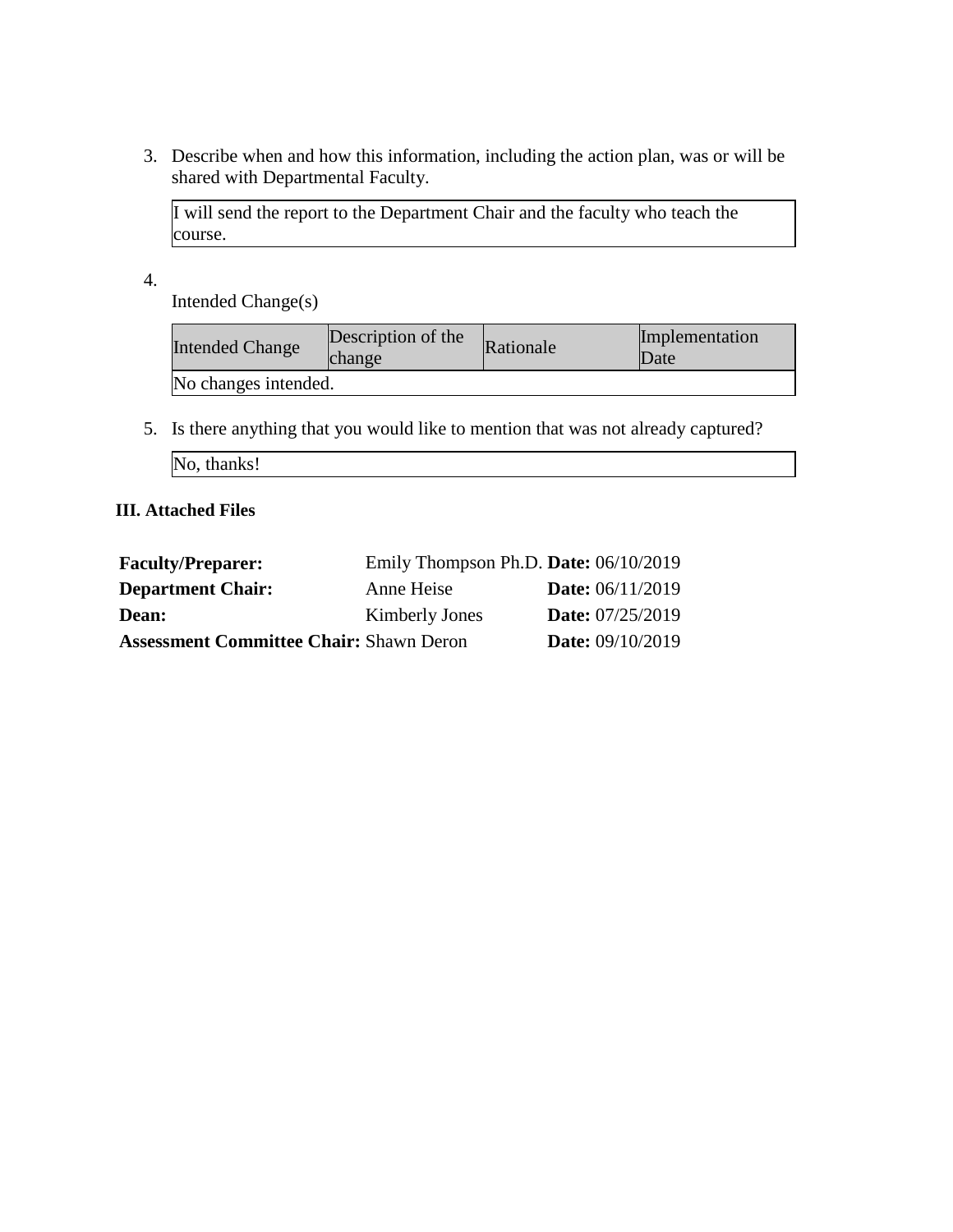3. Describe when and how this information, including the action plan, was or will be shared with Departmental Faculty.

| I will send the report to the Department Chair and the faculty who teach the course. |
|---|

4. Intended Change(s)

| Intended Change | Description of the change | Rationale | Implementation Date |
|---|---|---|---|
| No changes intended. | | | |

5. Is there anything that you would like to mention that was not already captured?

| No, thanks! |
|---|

**III. Attached Files**

| | | |
|---|---|---|
| **Faculty/Preparer:** | Emily Thompson Ph.D. | **Date:** 06/10/2019 |
| **Department Chair:** | Anne Heise | **Date:** 06/11/2019 |
| **Dean:** | Kimberly Jones | **Date:** 07/25/2019 |
| **Assessment Committee Chair:** | Shawn Deron | **Date:** 09/10/2019 |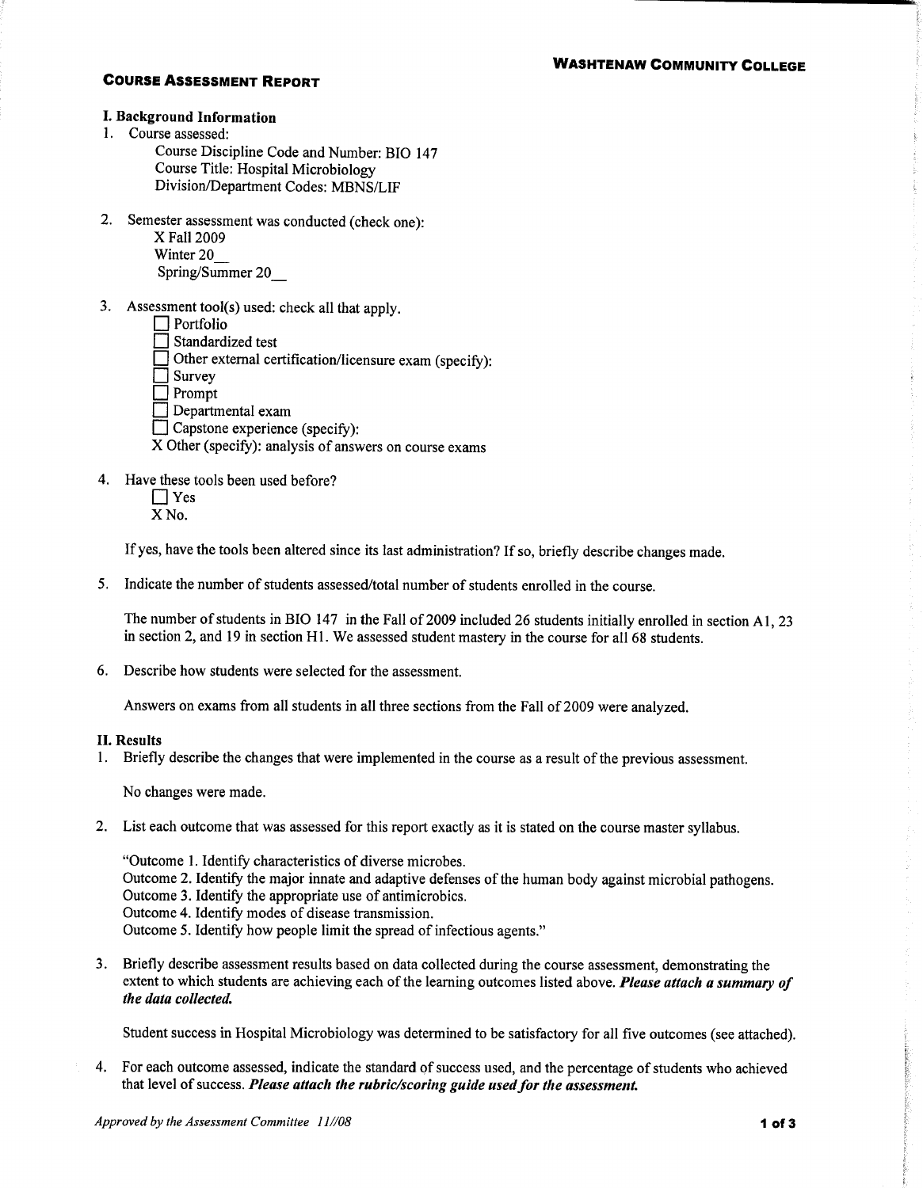**WASHTENAW COMMUNITY COLLEGE**

**COURSE ASSESSMENT REPORT**

**I. Background Information**

1. Course assessed:
   Course Discipline Code and Number: BIO 147
   Course Title: Hospital Microbiology
   Division/Department Codes: MBNS/LIF

2. Semester assessment was conducted (check one):
   X Fall 2009
   Winter 20__
   Spring/Summer 20__

3. Assessment tool(s) used: check all that apply.
   - ☐ Portfolio
   - ☐ Standardized test
   - ☐ Other external certification/licensure exam (specify):
   - ☐ Survey
   - ☐ Prompt
   - ☐ Departmental exam
   - ☐ Capstone experience (specify):
   - X Other (specify): analysis of answers on course exams

4. Have these tools been used before?
   - ☐ Yes
   - X No.

   If yes, have the tools been altered since its last administration? If so, briefly describe changes made.

5. Indicate the number of students assessed/total number of students enrolled in the course.

   The number of students in BIO 147 in the Fall of 2009 included 26 students initially enrolled in section A1, 23 in section 2, and 19 in section H1. We assessed student mastery in the course for all 68 students.

6. Describe how students were selected for the assessment.

   Answers on exams from all students in all three sections from the Fall of 2009 were analyzed.

**II. Results**

1. Briefly describe the changes that were implemented in the course as a result of the previous assessment.

   No changes were made.

2. List each outcome that was assessed for this report exactly as it is stated on the course master syllabus.

   "Outcome 1. Identify characteristics of diverse microbes.
   Outcome 2. Identify the major innate and adaptive defenses of the human body against microbial pathogens.
   Outcome 3. Identify the appropriate use of antimicrobics.
   Outcome 4. Identify modes of disease transmission.
   Outcome 5. Identify how people limit the spread of infectious agents."

3. Briefly describe assessment results based on data collected during the course assessment, demonstrating the extent to which students are achieving each of the learning outcomes listed above. ***Please attach a summary of the data collected.***

   Student success in Hospital Microbiology was determined to be satisfactory for all five outcomes (see attached).

4. For each outcome assessed, indicate the standard of success used, and the percentage of students who achieved that level of success. ***Please attach the rubric/scoring guide used for the assessment.***

*Approved by the Assessment Committee 11//08*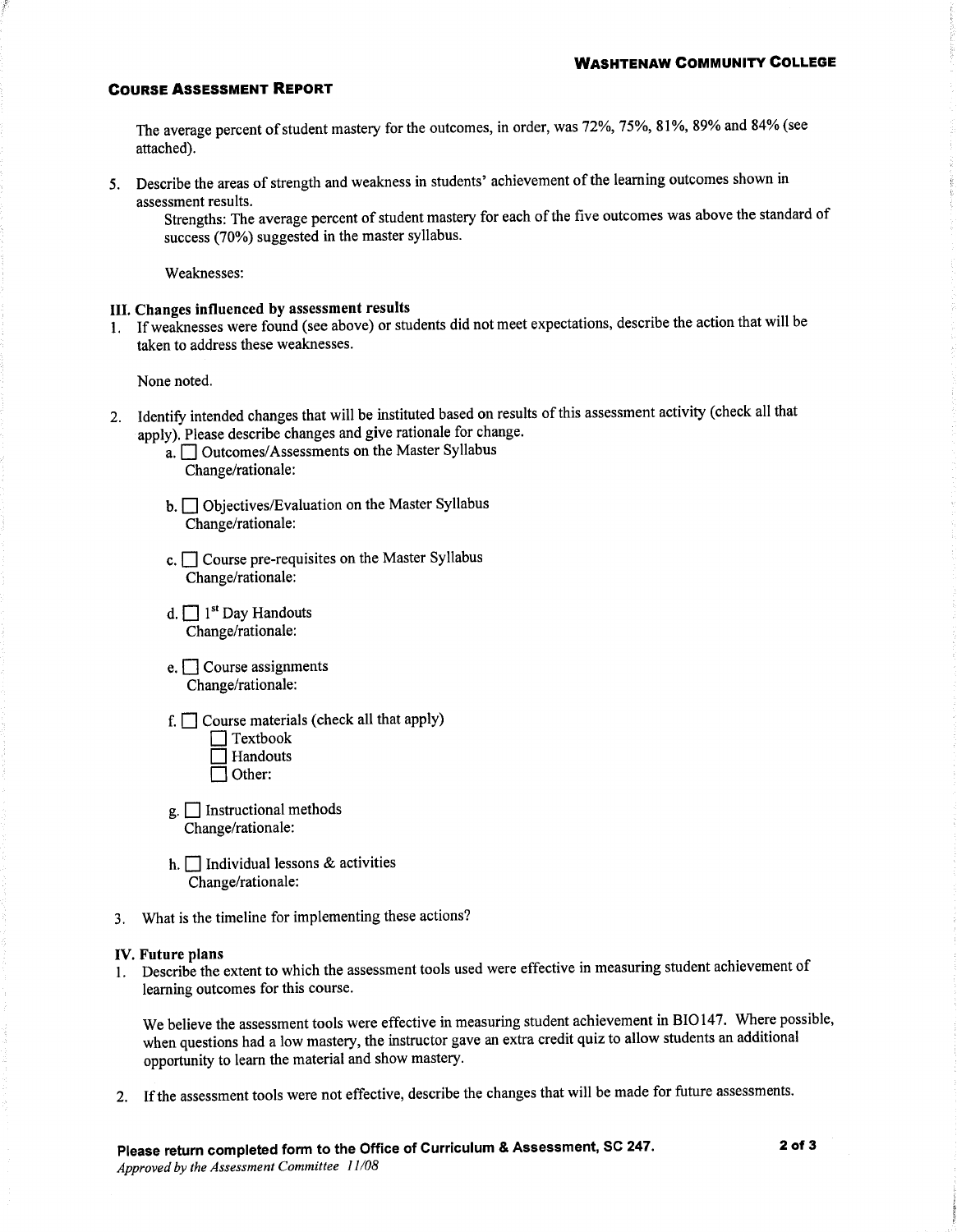The average percent of student mastery for the outcomes, in order, was 72%, 75%, 81%, 89% and 84% (see attached).

5. Describe the areas of strength and weakness in students' achievement of the learning outcomes shown in assessment results.

   Strengths: The average percent of student mastery for each of the five outcomes was above the standard of success (70%) suggested in the master syllabus.

   Weaknesses:

## III. Changes influenced by assessment results

1. If weaknesses were found (see above) or students did not meet expectations, describe the action that will be taken to address these weaknesses.

   None noted.

2. Identify intended changes that will be instituted based on results of this assessment activity (check all that apply). Please describe changes and give rationale for change.

   a. ☐ Outcomes/Assessments on the Master Syllabus
      Change/rationale:

   b. ☐ Objectives/Evaluation on the Master Syllabus
      Change/rationale:

   c. ☐ Course pre-requisites on the Master Syllabus
      Change/rationale:

   d. ☐ 1st Day Handouts
      Change/rationale:

   e. ☐ Course assignments
      Change/rationale:

   f. ☐ Course materials (check all that apply)
      ☐ Textbook
      ☐ Handouts
      ☐ Other:

   g. ☐ Instructional methods
      Change/rationale:

   h. ☐ Individual lessons & activities
      Change/rationale:

3. What is the timeline for implementing these actions?

## IV. Future plans

1. Describe the extent to which the assessment tools used were effective in measuring student achievement of learning outcomes for this course.

   We believe the assessment tools were effective in measuring student achievement in BIO147. Where possible, when questions had a low mastery, the instructor gave an extra credit quiz to allow students an additional opportunity to learn the material and show mastery.

2. If the assessment tools were not effective, describe the changes that will be made for future assessments.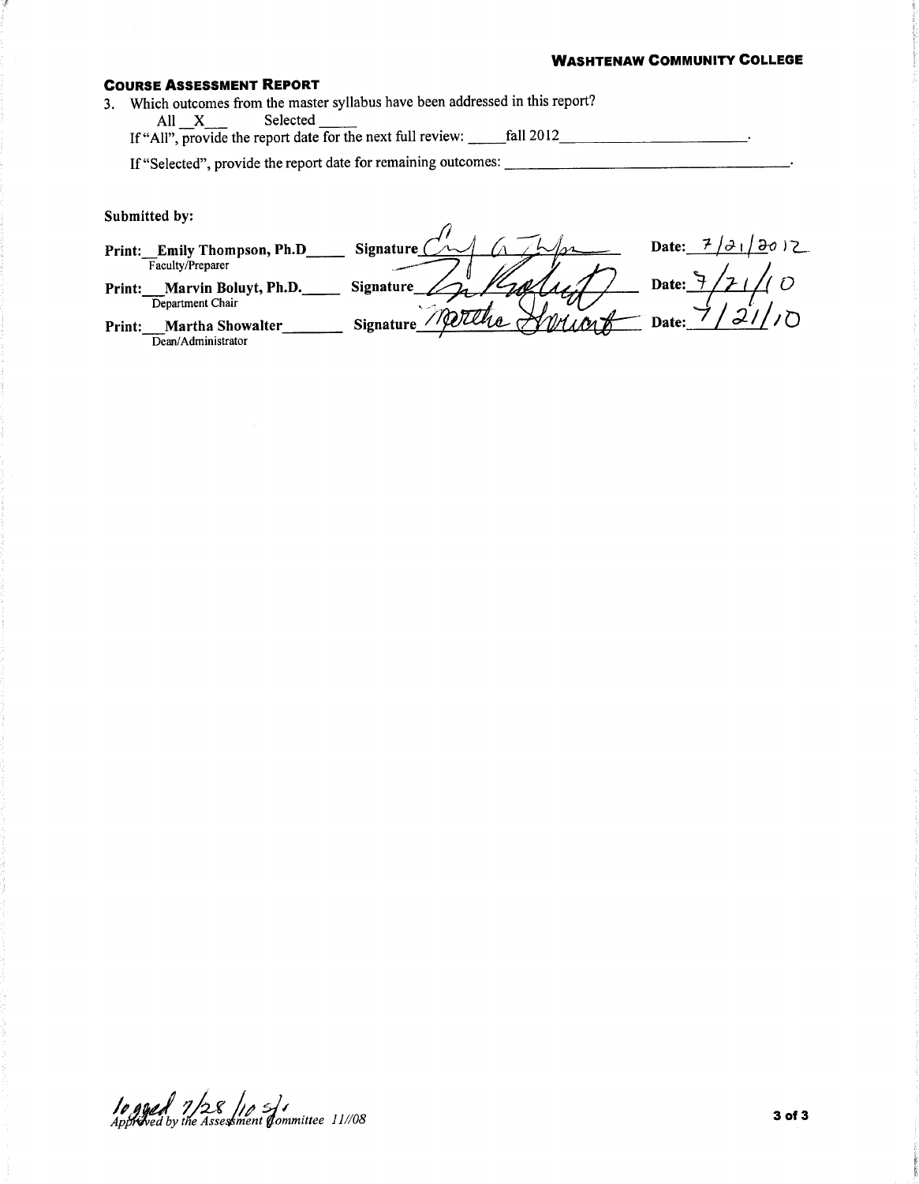**WASHTENAW COMMUNITY COLLEGE**

## COURSE ASSESSMENT REPORT

3. Which outcomes from the master syllabus have been addressed in this report?

   All \_\_X\_\_ Selected \_\_\_\_\_

   If "All", provide the report date for the next full review: \_\_\_\_fall 2012\_\_\_\_\_\_\_\_\_\_\_\_\_\_\_\_\_\_\_\_\_\_\_.

   If "Selected", provide the report date for remaining outcomes: \_\_\_\_\_\_\_\_\_\_\_\_\_\_\_\_\_\_\_\_\_\_\_\_\_\_\_\_\_\_\_\_\_\_\_\_.

**Submitted by:**

| | | |
|---|---|---|
| **Print:** Emily Thompson, Ph.D (Faculty/Preparer) | **Signature** Emily A Thompson | **Date:** 7/21/2012 |
| **Print:** Marvin Boluyt, Ph.D. (Department Chair) | **Signature** M Boluyt | **Date:** 7/21/10 |
| **Print:** Martha Showalter (Dean/Administrator) | **Signature** Martha Showalter | **Date:** 7/21/10 |

logged 7/28/10 sl

*Approved by the Assessment Committee 11//08*